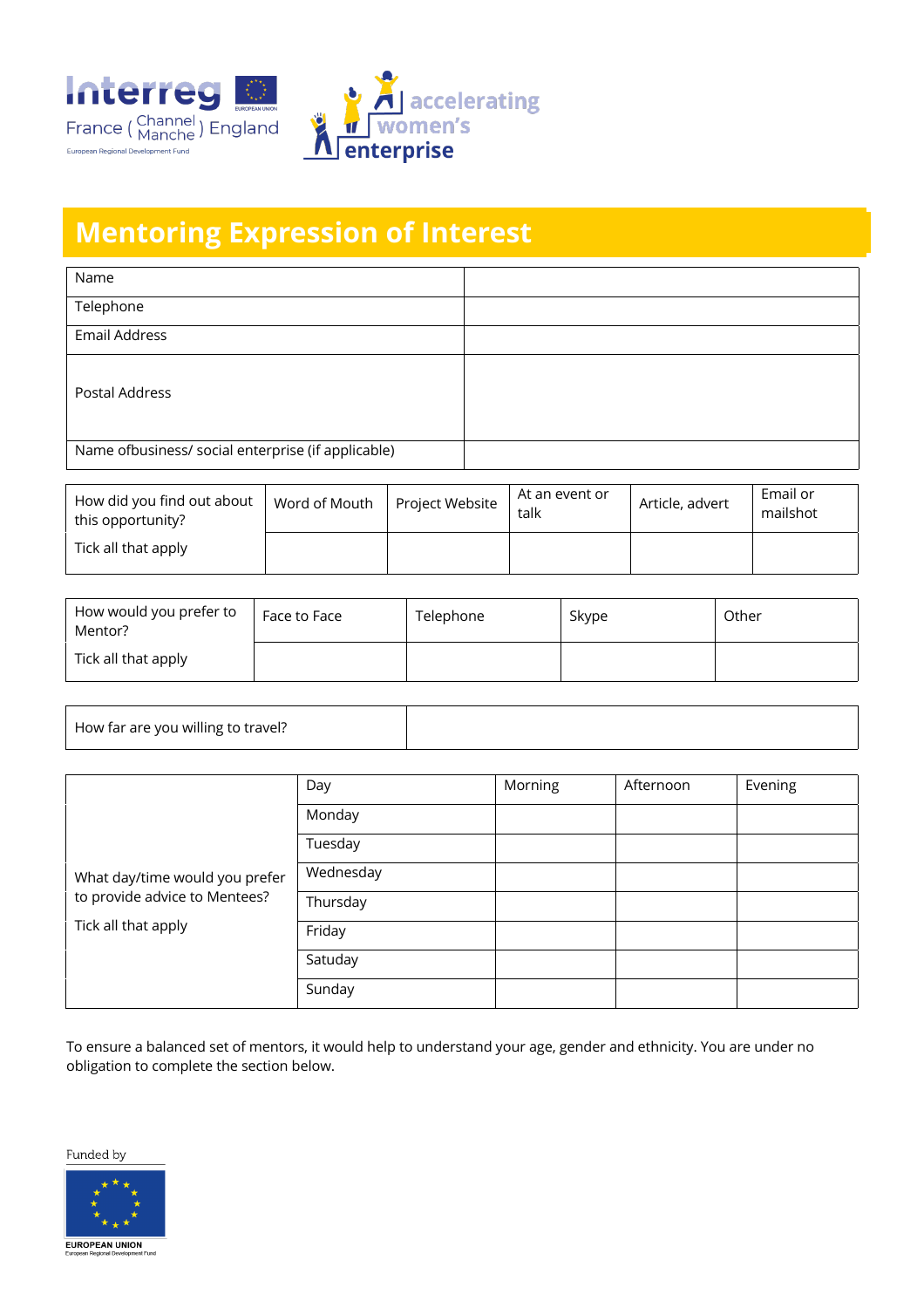# Mentoring Expression of Interest

| Name | |
|---|---|
| Telephone | |
| Email Address | |
| Postal Address | |
| Name ofbusiness/ social enterprise (if applicable) | |

| How did you find out about this opportunity?<br>Tick all that apply | Word of Mouth | Project Website | At an event or talk | Article, advert | Email or mailshot |
|---|---|---|---|---|---|
| | | | | | |

| How would you prefer to Mentor?<br>Tick all that apply | Face to Face | Telephone | Skype | Other |
|---|---|---|---|---|
| | | | | |

| How far are you willing to travel? | |
|---|---|

| What day/time would you prefer to provide advice to Mentees?<br>Tick all that apply | Day | Morning | Afternoon | Evening |
|---|---|---|---|---|
| | Monday | | | |
| | Tuesday | | | |
| | Wednesday | | | |
| | Thursday | | | |
| | Friday | | | |
| | Satuday | | | |
| | Sunday | | | |

To ensure a balanced set of mentors, it would help to understand your age, gender and ethnicity. You are under no obligation to complete the section below.

Funded by

EUROPEAN UNION
European Regional Development Fund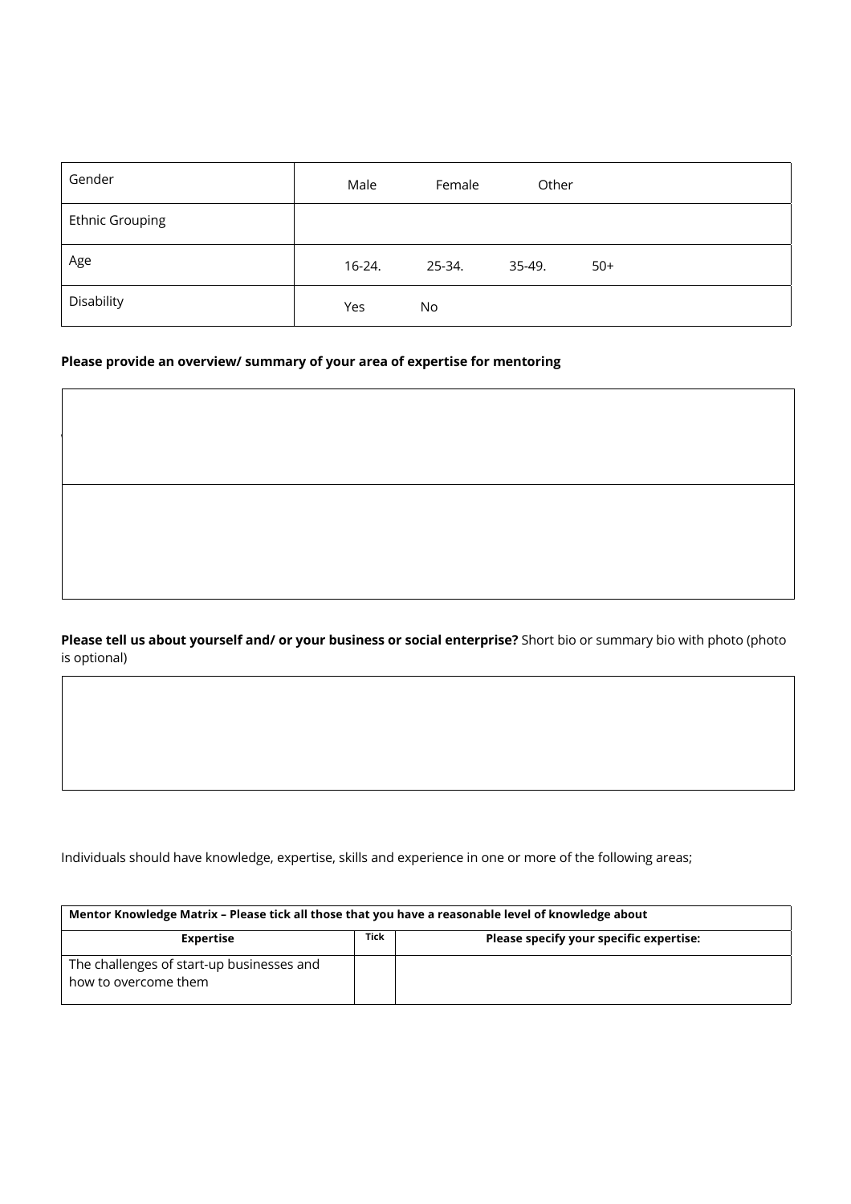| Gender | Male Female Other |
|---|---|
| Ethnic Grouping | |
| Age | 16-24. 25-34. 35-49. 50+ |
| Disability | Yes No |

**Please provide an overview/ summary of your area of expertise for mentoring**

| |
|---|
| |
| |

**Please tell us about yourself and/ or your business or social enterprise?** Short bio or summary bio with photo (photo is optional)

| |
|---|
| |

Individuals should have knowledge, expertise, skills and experience in one or more of the following areas;

| **Mentor Knowledge Matrix – Please tick all those that you have a reasonable level of knowledge about** | | |
|---|---|---|
| **Expertise** | **Tick** | **Please specify your specific expertise:** |
| The challenges of start-up businesses and how to overcome them | | |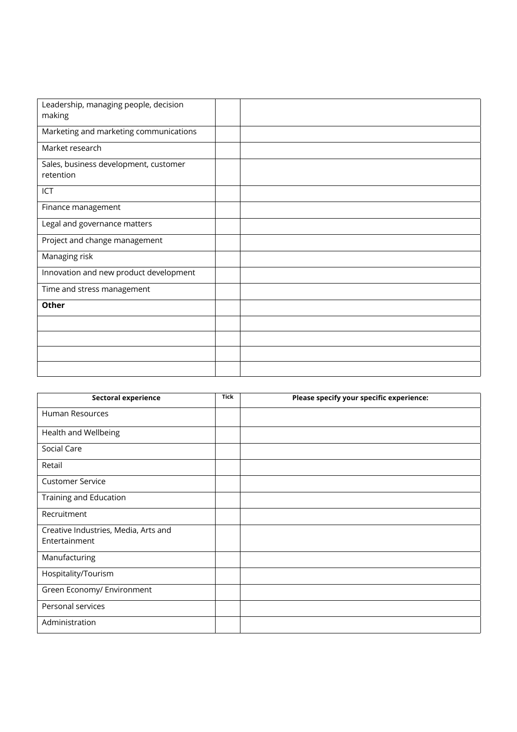| | | |
|---|---|---|
| Leadership, managing people, decision making | | |
| Marketing and marketing communications | | |
| Market research | | |
| Sales, business development, customer retention | | |
| ICT | | |
| Finance management | | |
| Legal and governance matters | | |
| Project and change management | | |
| Managing risk | | |
| Innovation and new product development | | |
| Time and stress management | | |
| **Other** | | |
| | | |
| | | |
| | | |
| | | |

| **Sectoral experience** | **Tick** | **Please specify your specific experience:** |
|---|---|---|
| Human Resources | | |
| Health and Wellbeing | | |
| Social Care | | |
| Retail | | |
| Customer Service | | |
| Training and Education | | |
| Recruitment | | |
| Creative Industries, Media, Arts and Entertainment | | |
| Manufacturing | | |
| Hospitality/Tourism | | |
| Green Economy/ Environment | | |
| Personal services | | |
| Administration | | |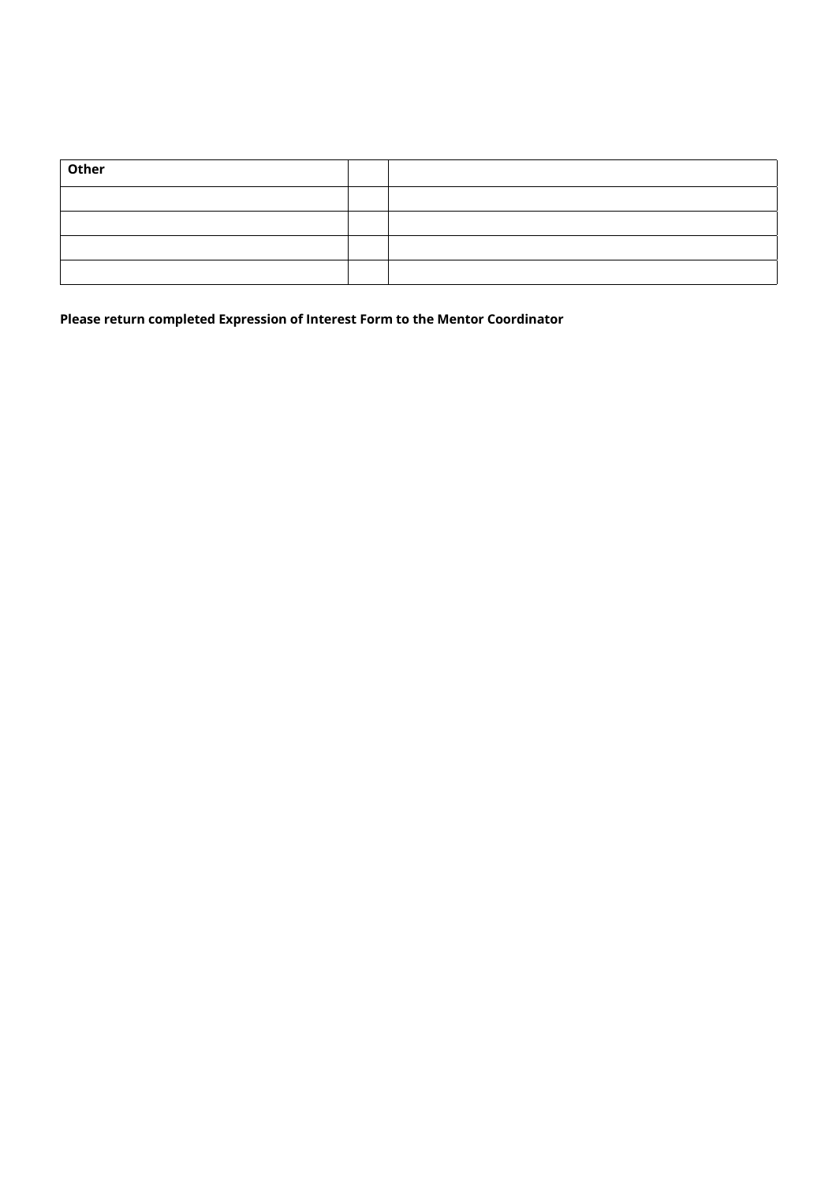| | | |
|---|---|---|
| **Other** | | |
| | | |
| | | |
| | | |
| | | |

**Please return completed Expression of Interest Form to the Mentor Coordinator**